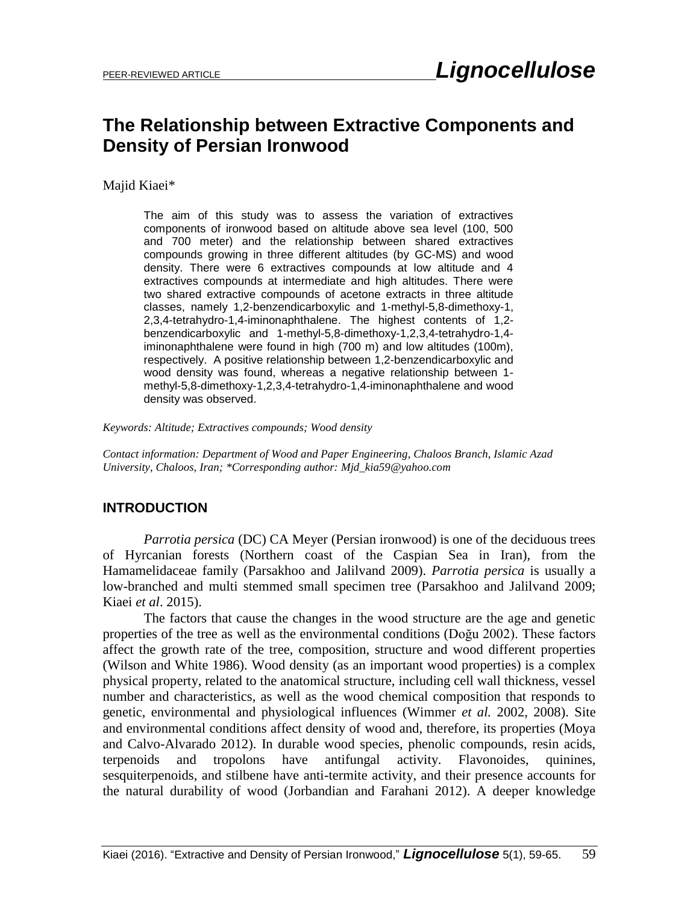# The Relationship between Extractive Components and Density of Persian Ironwood

Majid Kiaei*

The aim of this study was to assess the variation of extractives components of ironwood based on altitude above sea level (100, 500 and 700 meter) and the relationship between shared extractives compounds growing in three different altitudes (by GC-MS) and wood density. There were 6 extractives compounds at low altitude and 4 extractives compounds at intermediate and high altitudes. There were two shared extractive compounds of acetone extracts in three altitude classes, namely 1,2-benzendicarboxylic and 1-methyl-5,8-dimethoxy-1, 2,3,4-tetrahydro-1,4-iminonaphthalene. The highest contents of 1,2-benzendicarboxylic and 1-methyl-5,8-dimethoxy-1,2,3,4-tetrahydro-1,4-iminonaphthalene were found in high (700 m) and low altitudes (100m), respectively. A positive relationship between 1,2-benzendicarboxylic and wood density was found, whereas a negative relationship between 1-methyl-5,8-dimethoxy-1,2,3,4-tetrahydro-1,4-iminonaphthalene and wood density was observed.

*Keywords: Altitude; Extractives compounds; Wood density*

*Contact information: Department of Wood and Paper Engineering, Chaloos Branch, Islamic Azad University, Chaloos, Iran; *Corresponding author: Mjd_kia59@yahoo.com*

## INTRODUCTION

*Parrotia persica* (DC) CA Meyer (Persian ironwood) is one of the deciduous trees of Hyrcanian forests (Northern coast of the Caspian Sea in Iran), from the Hamamelidaceae family (Parsakhoo and Jalilvand 2009). *Parrotia persica* is usually a low-branched and multi stemmed small specimen tree (Parsakhoo and Jalilvand 2009; Kiaei *et al*. 2015).

The factors that cause the changes in the wood structure are the age and genetic properties of the tree as well as the environmental conditions (Doğu 2002). These factors affect the growth rate of the tree, composition, structure and wood different properties (Wilson and White 1986). Wood density (as an important wood properties) is a complex physical property, related to the anatomical structure, including cell wall thickness, vessel number and characteristics, as well as the wood chemical composition that responds to genetic, environmental and physiological influences (Wimmer *et al.* 2002, 2008). Site and environmental conditions affect density of wood and, therefore, its properties (Moya and Calvo-Alvarado 2012). In durable wood species, phenolic compounds, resin acids, terpenoids and tropolons have antifungal activity. Flavonoides, quinines, sesquiterpenoids, and stilbene have anti-termite activity, and their presence accounts for the natural durability of wood (Jorbandian and Farahani 2012). A deeper knowledge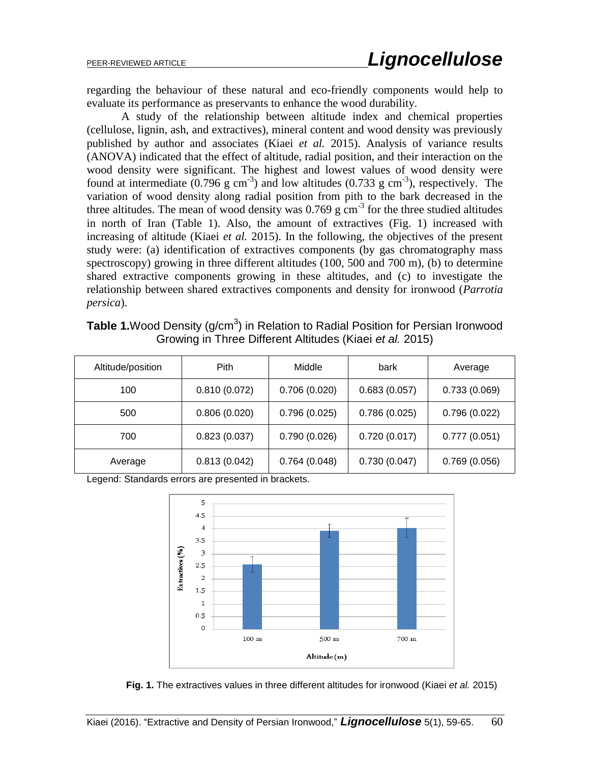regarding the behaviour of these natural and eco-friendly components would help to evaluate its performance as preservants to enhance the wood durability.

A study of the relationship between altitude index and chemical properties (cellulose, lignin, ash, and extractives), mineral content and wood density was previously published by author and associates (Kiaei *et al.* 2015). Analysis of variance results (ANOVA) indicated that the effect of altitude, radial position, and their interaction on the wood density were significant. The highest and lowest values of wood density were found at intermediate (0.796 g $cm^{-3}$) and low altitudes (0.733 g $cm^{-3}$), respectively. The variation of wood density along radial position from pith to the bark decreased in the three altitudes. The mean of wood density was 0.769 g $cm^{-3}$ for the three studied altitudes in north of Iran (Table 1). Also, the amount of extractives (Fig. 1) increased with increasing of altitude (Kiaei *et al.* 2015). In the following, the objectives of the present study were: (a) identification of extractives components (by gas chromatography mass spectroscopy) growing in three different altitudes (100, 500 and 700 m), (b) to determine shared extractive components growing in these altitudes, and (c) to investigate the relationship between shared extractives components and density for ironwood (*Parrotia persica*).

**Table 1.** Wood Density (g/$cm^3$) in Relation to Radial Position for Persian Ironwood Growing in Three Different Altitudes (Kiaei *et al.* 2015)

| Altitude/position | Pith | Middle | bark | Average |
|---|---|---|---|---|
| 100 | 0.810 (0.072) | 0.706 (0.020) | 0.683 (0.057) | 0.733 (0.069) |
| 500 | 0.806 (0.020) | 0.796 (0.025) | 0.786 (0.025) | 0.796 (0.022) |
| 700 | 0.823 (0.037) | 0.790 (0.026) | 0.720 (0.017) | 0.777 (0.051) |
| Average | 0.813 (0.042) | 0.764 (0.048) | 0.730 (0.047) | 0.769 (0.056) |

Legend: Standards errors are presented in brackets.

**Fig. 1.** The extractives values in three different altitudes for ironwood (Kiaei *et al.* 2015)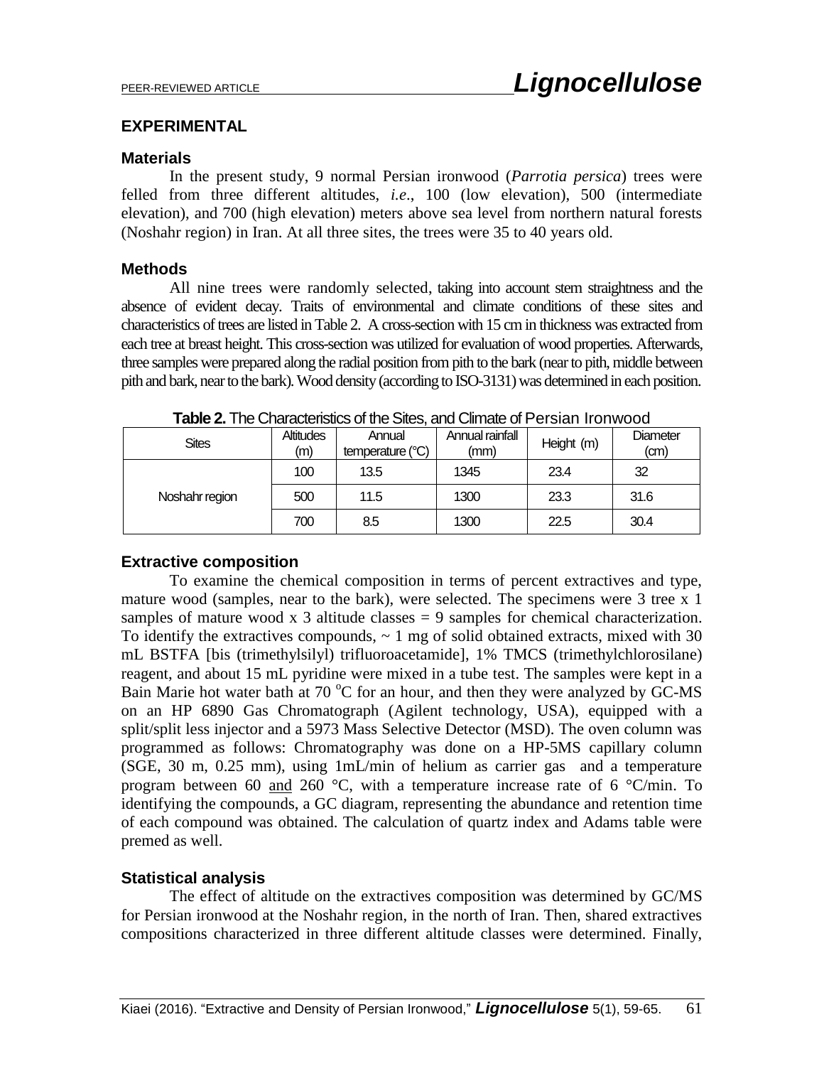## EXPERIMENTAL

### Materials

In the present study, 9 normal Persian ironwood (*Parrotia persica*) trees were felled from three different altitudes, *i.e*., 100 (low elevation), 500 (intermediate elevation), and 700 (high elevation) meters above sea level from northern natural forests (Noshahr region) in Iran. At all three sites, the trees were 35 to 40 years old.

### Methods

All nine trees were randomly selected, taking into account stem straightness and the absence of evident decay. Traits of environmental and climate conditions of these sites and characteristics of trees are listed in Table 2. A cross-section with 15 cm in thickness was extracted from each tree at breast height. This cross-section was utilized for evaluation of wood properties. Afterwards, three samples were prepared along the radial position from pith to the bark (near to pith, middle between pith and bark, near to the bark). Wood density (according to ISO-3131) was determined in each position.

**Table 2.** The Characteristics of the Sites, and Climate of Persian Ironwood

| Sites | Altitudes (m) | Annual temperature (°C) | Annual rainfall (mm) | Height (m) | Diameter (cm) |
|---|---|---|---|---|---|
| Noshahr region | 100 | 13.5 | 1345 | 23.4 | 32 |
| | 500 | 11.5 | 1300 | 23.3 | 31.6 |
| | 700 | 8.5 | 1300 | 22.5 | 30.4 |

### Extractive composition

To examine the chemical composition in terms of percent extractives and type, mature wood (samples, near to the bark), were selected. The specimens were 3 tree x 1 samples of mature wood x 3 altitude classes = 9 samples for chemical characterization. To identify the extractives compounds, ~ 1 mg of solid obtained extracts, mixed with 30 mL BSTFA [bis (trimethylsilyl) trifluoroacetamide], 1% TMCS (trimethylchlorosilane) reagent, and about 15 mL pyridine were mixed in a tube test. The samples were kept in a Bain Marie hot water bath at 70 °C for an hour, and then they were analyzed by GC-MS on an HP 6890 Gas Chromatograph (Agilent technology, USA), equipped with a split/split less injector and a 5973 Mass Selective Detector (MSD). The oven column was programmed as follows: Chromatography was done on a HP-5MS capillary column (SGE, 30 m, 0.25 mm), using 1mL/min of helium as carrier gas and a temperature program between 60 and 260 °C, with a temperature increase rate of 6 °C/min. To identifying the compounds, a GC diagram, representing the abundance and retention time of each compound was obtained. The calculation of quartz index and Adams table were premed as well.

### Statistical analysis

The effect of altitude on the extractives composition was determined by GC/MS for Persian ironwood at the Noshahr region, in the north of Iran. Then, shared extractives compositions characterized in three different altitude classes were determined. Finally,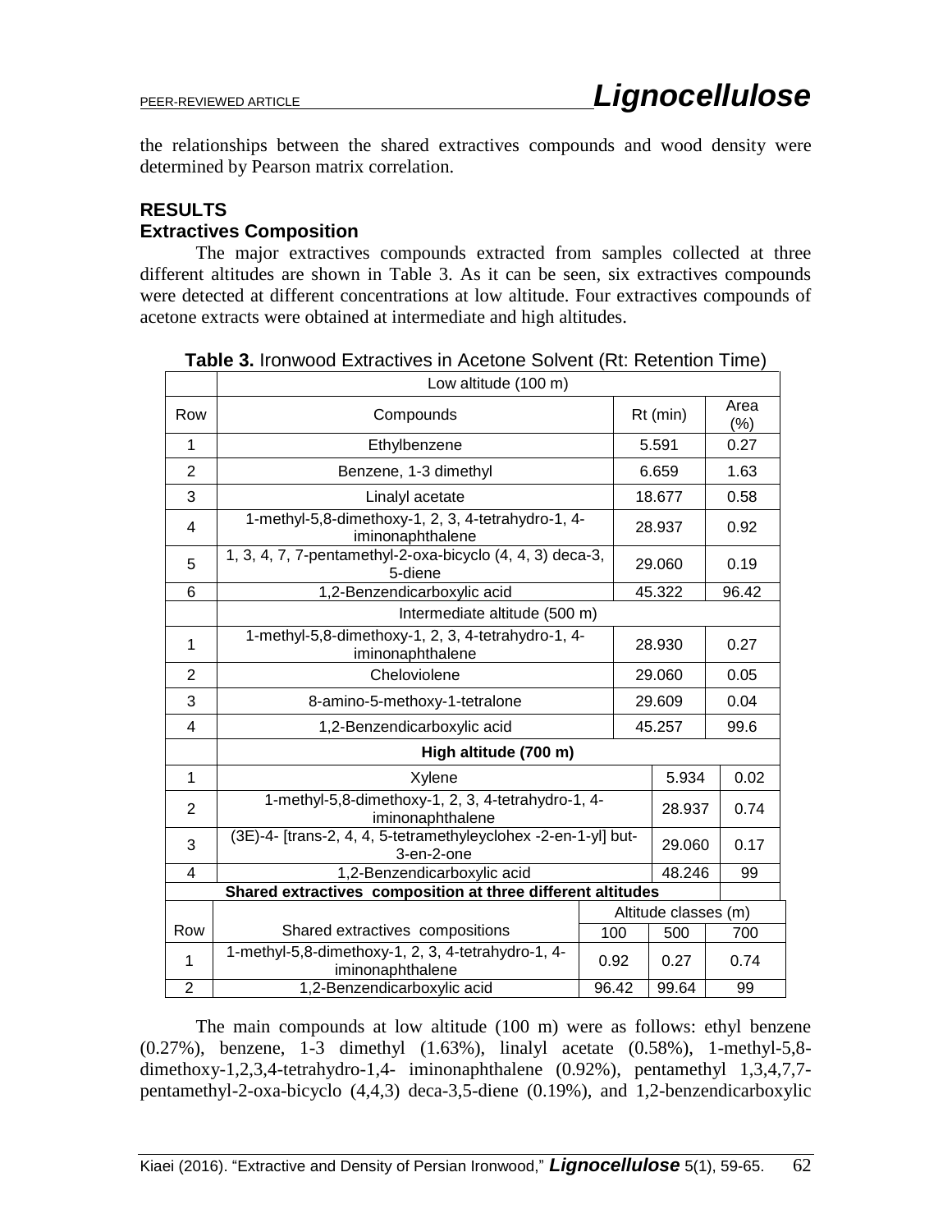the relationships between the shared extractives compounds and wood density were determined by Pearson matrix correlation.

## RESULTS

### Extractives Composition

The major extractives compounds extracted from samples collected at three different altitudes are shown in Table 3. As it can be seen, six extractives compounds were detected at different concentrations at low altitude. Four extractives compounds of acetone extracts were obtained at intermediate and high altitudes.

**Table 3.** Ironwood Extractives in Acetone Solvent (Rt: Retention Time)

| | Low altitude (100 m) | | |
|---|---|---|---|
| Row | Compounds | Rt (min) | Area (%) |
| 1 | Ethylbenzene | 5.591 | 0.27 |
| 2 | Benzene, 1-3 dimethyl | 6.659 | 1.63 |
| 3 | Linalyl acetate | 18.677 | 0.58 |
| 4 | 1-methyl-5,8-dimethoxy-1, 2, 3, 4-tetrahydro-1, 4-iminonaphthalene | 28.937 | 0.92 |
| 5 | 1, 3, 4, 7, 7-pentamethyl-2-oxa-bicyclo (4, 4, 3) deca-3, 5-diene | 29.060 | 0.19 |
| 6 | 1,2-Benzendicarboxylic acid | 45.322 | 96.42 |
| | Intermediate altitude (500 m) | | |
| 1 | 1-methyl-5,8-dimethoxy-1, 2, 3, 4-tetrahydro-1, 4-iminonaphthalene | 28.930 | 0.27 |
| 2 | Cheloviolene | 29.060 | 0.05 |
| 3 | 8-amino-5-methoxy-1-tetralone | 29.609 | 0.04 |
| 4 | 1,2-Benzendicarboxylic acid | 45.257 | 99.6 |
| | **High altitude (700 m)** | | |
| 1 | Xylene | 5.934 | 0.02 |
| 2 | 1-methyl-5,8-dimethoxy-1, 2, 3, 4-tetrahydro-1, 4-iminonaphthalene | 28.937 | 0.74 |
| 3 | (3E)-4- [trans-2, 4, 4, 5-tetramethyleyclohex -2-en-1-yl] but-3-en-2-one | 29.060 | 0.17 |
| 4 | 1,2-Benzendicarboxylic acid | 48.246 | 99 |

| **Shared extractives composition at three different altitudes** | | | | |
|---|---|---|---|---|
| Row | Shared extractives compositions | Altitude classes (m) | | |
| | | 100 | 500 | 700 |
| 1 | 1-methyl-5,8-dimethoxy-1, 2, 3, 4-tetrahydro-1, 4-iminonaphthalene | 0.92 | 0.27 | 0.74 |
| 2 | 1,2-Benzendicarboxylic acid | 96.42 | 99.64 | 99 |

The main compounds at low altitude (100 m) were as follows: ethyl benzene (0.27%), benzene, 1-3 dimethyl (1.63%), linalyl acetate (0.58%), 1-methyl-5,8-dimethoxy-1,2,3,4-tetrahydro-1,4- iminonaphthalene (0.92%), pentamethyl 1,3,4,7,7-pentamethyl-2-oxa-bicyclo (4,4,3) deca-3,5-diene (0.19%), and 1,2-benzendicarboxylic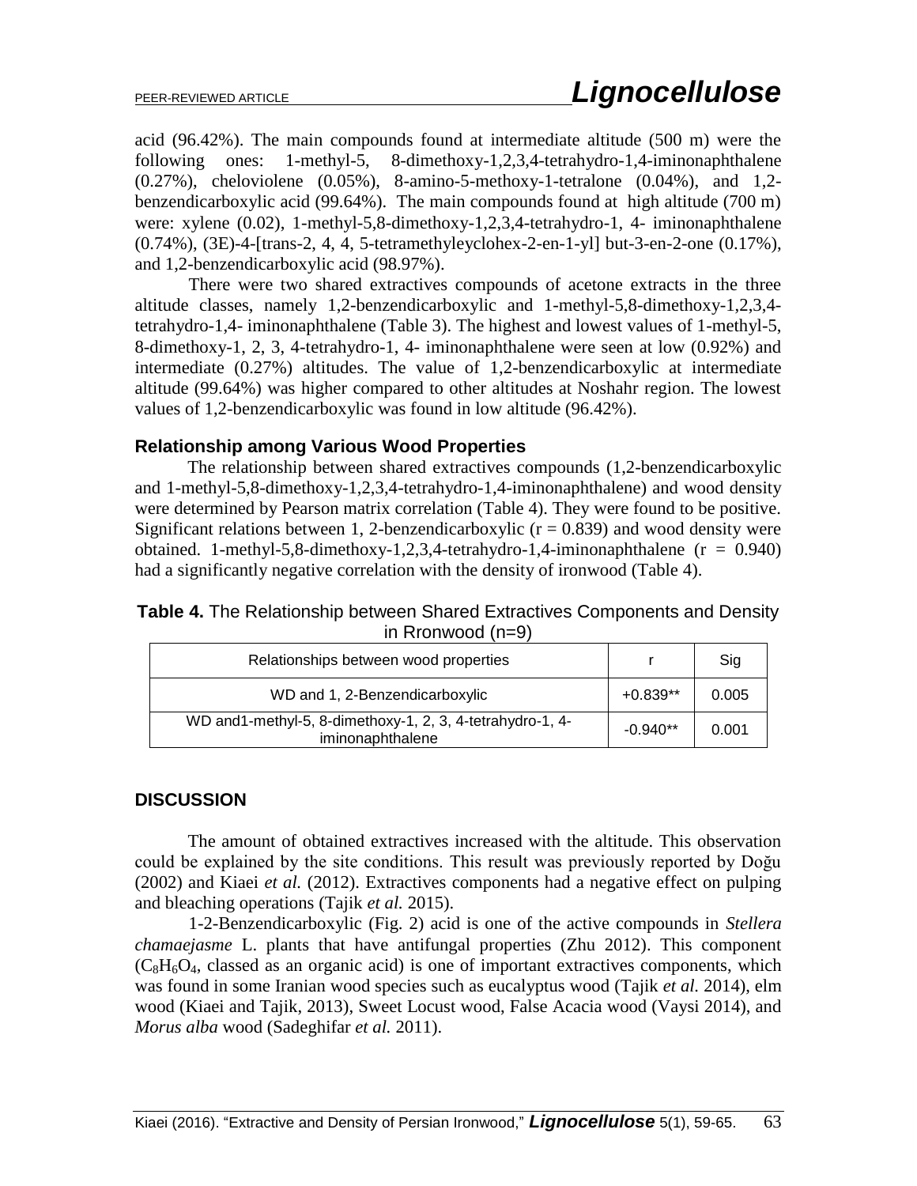acid (96.42%). The main compounds found at intermediate altitude (500 m) were the following ones: 1-methyl-5, 8-dimethoxy-1,2,3,4-tetrahydro-1,4-iminonaphthalene (0.27%), cheloviolene (0.05%), 8-amino-5-methoxy-1-tetralone (0.04%), and 1,2-benzendicarboxylic acid (99.64%). The main compounds found at high altitude (700 m) were: xylene (0.02), 1-methyl-5,8-dimethoxy-1,2,3,4-tetrahydro-1, 4- iminonaphthalene (0.74%), (3E)-4-[trans-2, 4, 4, 5-tetramethyleyclohex-2-en-1-yl] but-3-en-2-one (0.17%), and 1,2-benzendicarboxylic acid (98.97%).

There were two shared extractives compounds of acetone extracts in the three altitude classes, namely 1,2-benzendicarboxylic and 1-methyl-5,8-dimethoxy-1,2,3,4-tetrahydro-1,4- iminonaphthalene (Table 3). The highest and lowest values of 1-methyl-5, 8-dimethoxy-1, 2, 3, 4-tetrahydro-1, 4- iminonaphthalene were seen at low (0.92%) and intermediate (0.27%) altitudes. The value of 1,2-benzendicarboxylic at intermediate altitude (99.64%) was higher compared to other altitudes at Noshahr region. The lowest values of 1,2-benzendicarboxylic was found in low altitude (96.42%).

### Relationship among Various Wood Properties

The relationship between shared extractives compounds (1,2-benzendicarboxylic and 1-methyl-5,8-dimethoxy-1,2,3,4-tetrahydro-1,4-iminonaphthalene) and wood density were determined by Pearson matrix correlation (Table 4). They were found to be positive. Significant relations between 1, 2-benzendicarboxylic ($r = 0.839$) and wood density were obtained. 1-methyl-5,8-dimethoxy-1,2,3,4-tetrahydro-1,4-iminonaphthalene ($r = 0.940$) had a significantly negative correlation with the density of ironwood (Table 4).

**Table 4.** The Relationship between Shared Extractives Components and Density in Rronwood (n=9)

| Relationships between wood properties | r | Sig |
|---|---|---|
| WD and 1, 2-Benzendicarboxylic | +0.839** | 0.005 |
| WD and1-methyl-5, 8-dimethoxy-1, 2, 3, 4-tetrahydro-1, 4-iminonaphthalene | -0.940** | 0.001 |

## DISCUSSION

The amount of obtained extractives increased with the altitude. This observation could be explained by the site conditions. This result was previously reported by Doğu (2002) and Kiaei *et al.* (2012). Extractives components had a negative effect on pulping and bleaching operations (Tajik *et al.* 2015).

1-2-Benzendicarboxylic (Fig. 2) acid is one of the active compounds in *Stellera chamaejasme* L. plants that have antifungal properties (Zhu 2012). This component ($C_8H_6O_4$, classed as an organic acid) is one of important extractives components, which was found in some Iranian wood species such as eucalyptus wood (Tajik *et al.* 2014), elm wood (Kiaei and Tajik, 2013), Sweet Locust wood, False Acacia wood (Vaysi 2014), and *Morus alba* wood (Sadeghifar *et al.* 2011).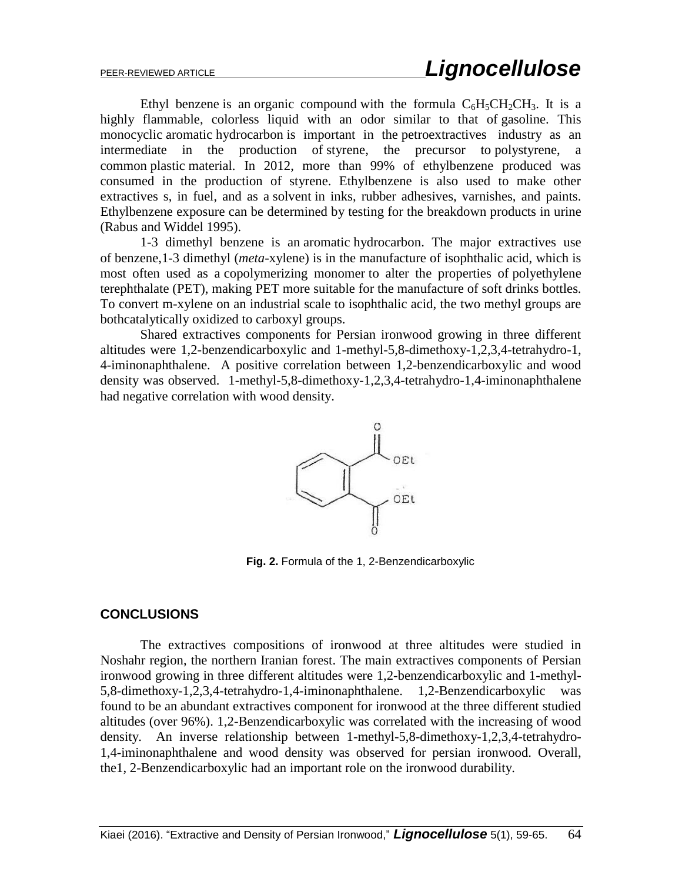Ethyl benzene is an organic compound with the formula $C_6H_5CH_2CH_3$. It is a highly flammable, colorless liquid with an odor similar to that of gasoline. This monocyclic aromatic hydrocarbon is important in the petroextractives industry as an intermediate in the production of styrene, the precursor to polystyrene, a common plastic material. In 2012, more than 99% of ethylbenzene produced was consumed in the production of styrene. Ethylbenzene is also used to make other extractives s, in fuel, and as a solvent in inks, rubber adhesives, varnishes, and paints. Ethylbenzene exposure can be determined by testing for the breakdown products in urine (Rabus and Widdel 1995).

1-3 dimethyl benzene is an aromatic hydrocarbon. The major extractives use of benzene,1-3 dimethyl (*meta*-xylene) is in the manufacture of isophthalic acid, which is most often used as a copolymerizing monomer to alter the properties of polyethylene terephthalate (PET), making PET more suitable for the manufacture of soft drinks bottles. To convert m-xylene on an industrial scale to isophthalic acid, the two methyl groups are bothcatalytically oxidized to carboxyl groups.

Shared extractives components for Persian ironwood growing in three different altitudes were 1,2-benzendicarboxylic and 1-methyl-5,8-dimethoxy-1,2,3,4-tetrahydro-1, 4-iminonaphthalene. A positive correlation between 1,2-benzendicarboxylic and wood density was observed. 1-methyl-5,8-dimethoxy-1,2,3,4-tetrahydro-1,4-iminonaphthalene had negative correlation with wood density.

**Fig. 2.** Formula of the 1, 2-Benzendicarboxylic

## CONCLUSIONS

The extractives compositions of ironwood at three altitudes were studied in Noshahr region, the northern Iranian forest. The main extractives components of Persian ironwood growing in three different altitudes were 1,2-benzendicarboxylic and 1-methyl-5,8-dimethoxy-1,2,3,4-tetrahydro-1,4-iminonaphthalene. 1,2-Benzendicarboxylic was found to be an abundant extractives component for ironwood at the three different studied altitudes (over 96%). 1,2-Benzendicarboxylic was correlated with the increasing of wood density. An inverse relationship between 1-methyl-5,8-dimethoxy-1,2,3,4-tetrahydro-1,4-iminonaphthalene and wood density was observed for persian ironwood. Overall, the1, 2-Benzendicarboxylic had an important role on the ironwood durability.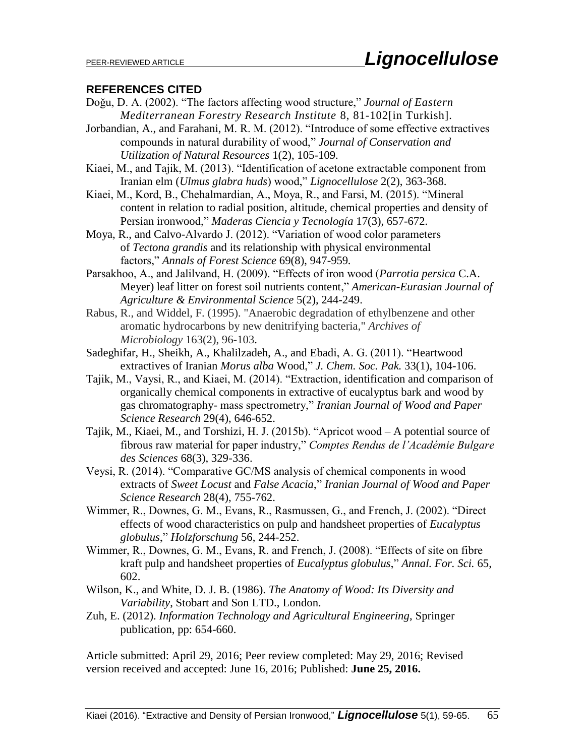## REFERENCES CITED

Doğu, D. A. (2002). "The factors affecting wood structure," *Journal of Eastern Mediterranean Forestry Research Institute* 8, 81-102[in Turkish].

Jorbandian, A., and Farahani, M. R. M. (2012). "Introduce of some effective extractives compounds in natural durability of wood," *Journal of Conservation and Utilization of Natural Resources* 1(2), 105-109.

Kiaei, M., and Tajik, M. (2013). "Identification of acetone extractable component from Iranian elm (*Ulmus glabra huds*) wood," *Lignocellulose* 2(2), 363-368.

Kiaei, M., Kord, B., Chehalmardian, A., Moya, R., and Farsi, M. (2015). "Mineral content in relation to radial position, altitude, chemical properties and density of Persian ironwood," *Maderas Ciencia y Tecnología* 17(3), 657-672.

Moya, R., and Calvo-Alvardo J. (2012). "Variation of wood color parameters of *Tectona grandis* and its relationship with physical environmental factors," *Annals of Forest Science* 69(8), 947-959.

Parsakhoo, A., and Jalilvand, H. (2009). "Effects of iron wood (*Parrotia persica* C.A. Meyer) leaf litter on forest soil nutrients content," *American-Eurasian Journal of Agriculture & Environmental Science* 5(2), 244-249.

Rabus, R., and Widdel, F. (1995). "Anaerobic degradation of ethylbenzene and other aromatic hydrocarbons by new denitrifying bacteria," *Archives of Microbiology* 163(2), 96-103.

Sadeghifar, H., Sheikh, A., Khalilzadeh, A., and Ebadi, A. G. (2011). "Heartwood extractives of Iranian *Morus alba* Wood," *J. Chem. Soc. Pak.* 33(1), 104-106.

Tajik, M., Vaysi, R., and Kiaei, M. (2014). "Extraction, identification and comparison of organically chemical components in extractive of eucalyptus bark and wood by gas chromatography- mass spectrometry," *Iranian Journal of Wood and Paper Science Research* 29(4), 646-652.

Tajik, M., Kiaei, M., and Torshizi, H. J. (2015b). "Apricot wood – A potential source of fibrous raw material for paper industry," *Comptes Rendus de l'Académie Bulgare des Sciences* 68(3), 329-336.

Veysi, R. (2014). "Comparative GC/MS analysis of chemical components in wood extracts of *Sweet Locust* and *False Acacia*," *Iranian Journal of Wood and Paper Science Research* 28(4), 755-762.

Wimmer, R., Downes, G. M., Evans, R., Rasmussen, G., and French, J. (2002). "Direct effects of wood characteristics on pulp and handsheet properties of *Eucalyptus globulus*," *Holzforschung* 56, 244-252.

Wimmer, R., Downes, G. M., Evans, R. and French, J. (2008). "Effects of site on fibre kraft pulp and handsheet properties of *Eucalyptus globulus*," *Annal. For. Sci.* 65, 602.

Wilson, K., and White, D. J. B. (1986). *The Anatomy of Wood: Its Diversity and Variability*, Stobart and Son LTD., London.

Zuh, E. (2012). *Information Technology and Agricultural Engineering*, Springer publication, pp: 654-660.

Article submitted: April 29, 2016; Peer review completed: May 29, 2016; Revised version received and accepted: June 16, 2016; Published: **June 25, 2016.**